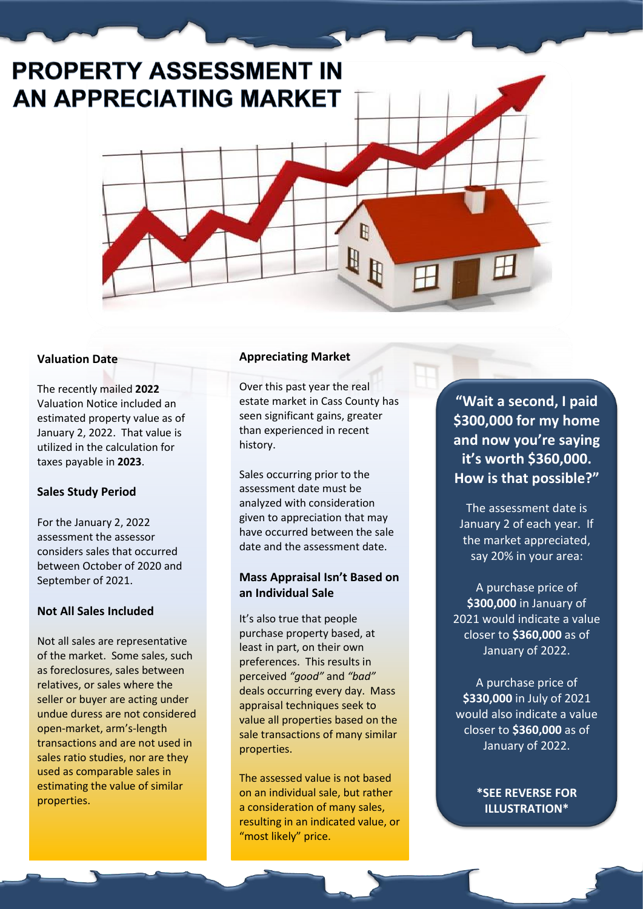# PROPERTY ASSESSMENT IN AN APPRECIATING MARKET

### Valuation Date

The recently mailed **2022** Valuation Notice included an estimated property value as of January 2, 2022. That value is utilized in the calculation for taxes payable in **2023**.

### Sales Study Period

For the January 2, 2022 assessment the assessor considers sales that occurred between October of 2020 and September of 2021.

### Not All Sales Included

Not all sales are representative of the market. Some sales, such as foreclosures, sales between relatives, or sales where the seller or buyer are acting under undue duress are not considered open-market, arm's-length transactions and are not used in sales ratio studies, nor are they used as comparable sales in estimating the value of similar properties.

### Appreciating Market

Over this past year the real estate market in Cass County has seen significant gains, greater than experienced in recent history.

Sales occurring prior to the assessment date must be analyzed with consideration given to appreciation that may have occurred between the sale date and the assessment date.

### Mass Appraisal Isn't Based on an Individual Sale

It's also true that people purchase property based, at least in part, on their own preferences. This results in perceived *"good"* and *"bad"* deals occurring every day. Mass appraisal techniques seek to value all properties based on the sale transactions of many similar properties.

The assessed value is not based on an individual sale, but rather a consideration of many sales, resulting in an indicated value, or "most likely" price.

### "Wait a second, I paid $300,000 for my home and now you're saying it's worth $360,000. How is that possible?"

The assessment date is January 2 of each year. If the market appreciated, say 20% in your area:

A purchase price of **$300,000** in January of 2021 would indicate a value closer to **$360,000** as of January of 2022.

A purchase price of **$330,000** in July of 2021 would also indicate a value closer to **$360,000** as of January of 2022.

**\*SEE REVERSE FOR ILLUSTRATION\***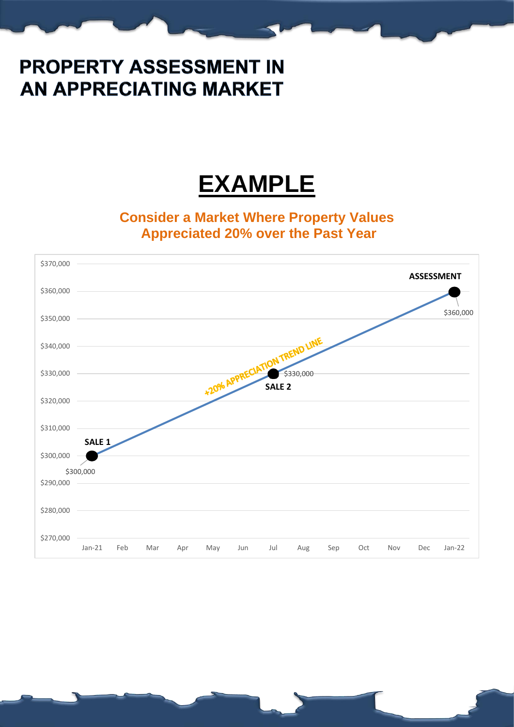# PROPERTY ASSESSMENT IN AN APPRECIATING MARKET

## EXAMPLE

**Consider a Market Where Property Values Appreciated 20% over the Past Year**

$370,000
$360,000
$350,000
$340,000
$330,000
$320,000
$310,000
$300,000
$290,000
$280,000
$270,000

Jan-21 Feb Mar Apr May Jun Jul Aug Sep Oct Nov Dec Jan-22

ASSESSMENT
$360,000

+20% APPRECIATION TREND LINE

SALE 2
$330,000

SALE 1
$300,000